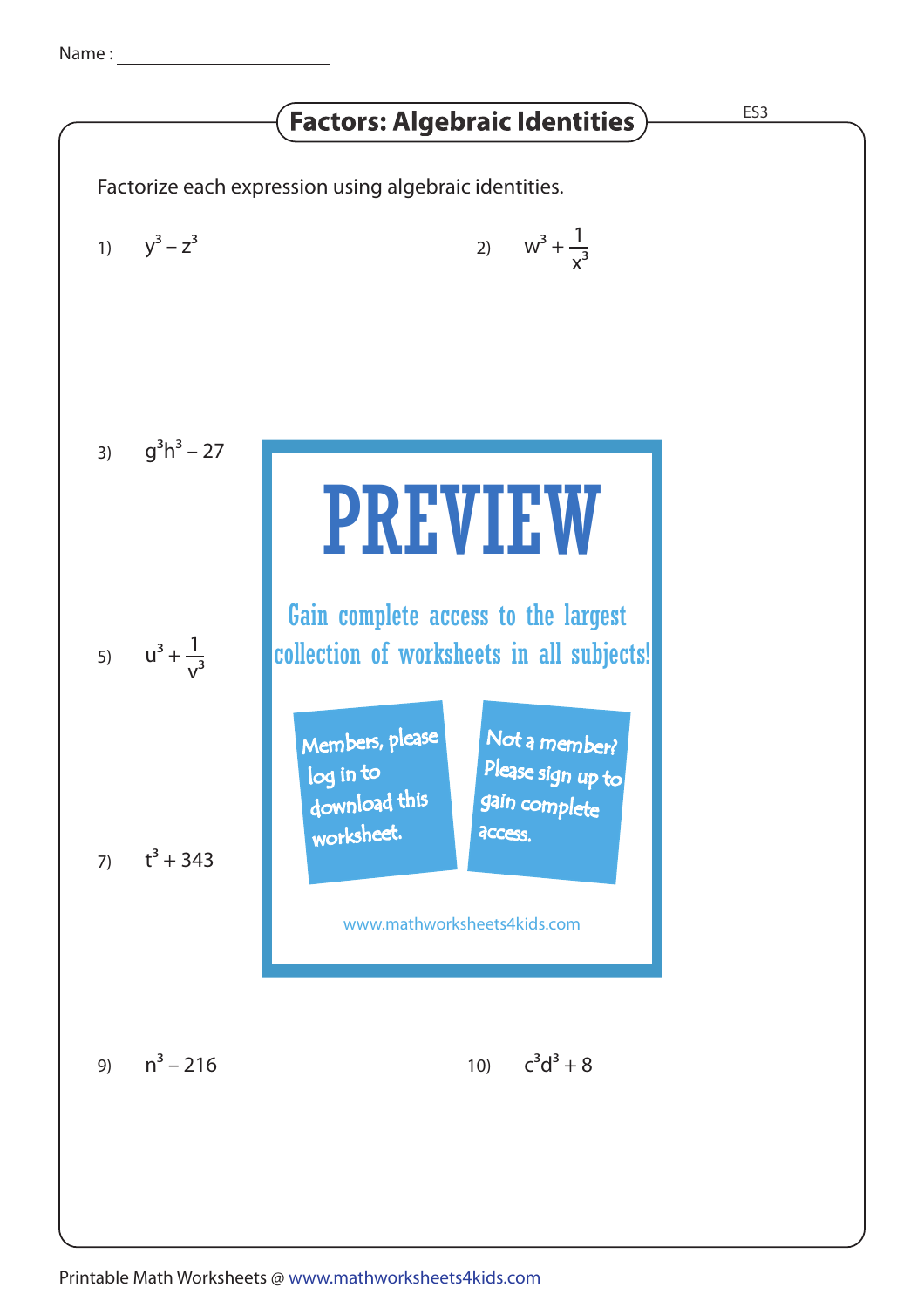Name : ____________________

# Factors: Algebraic Identities

ES3

Factorize each expression using algebraic identities.

1) $y^3 - z^3$

2) $w^3 + \frac{1}{x^3}$

3) $g^3h^3 - 27$

PREVIEW

Gain complete access to the largest collection of worksheets in all subjects!

Members, please log in to download this worksheet.

Not a member? Please sign up to gain complete access.

www.mathworksheets4kids.com

5) $u^3 + \frac{1}{v^3}$

7) $t^3 + 343$

9) $n^3 - 216$

10) $c^3d^3 + 8$

Printable Math Worksheets @ www.mathworksheets4kids.com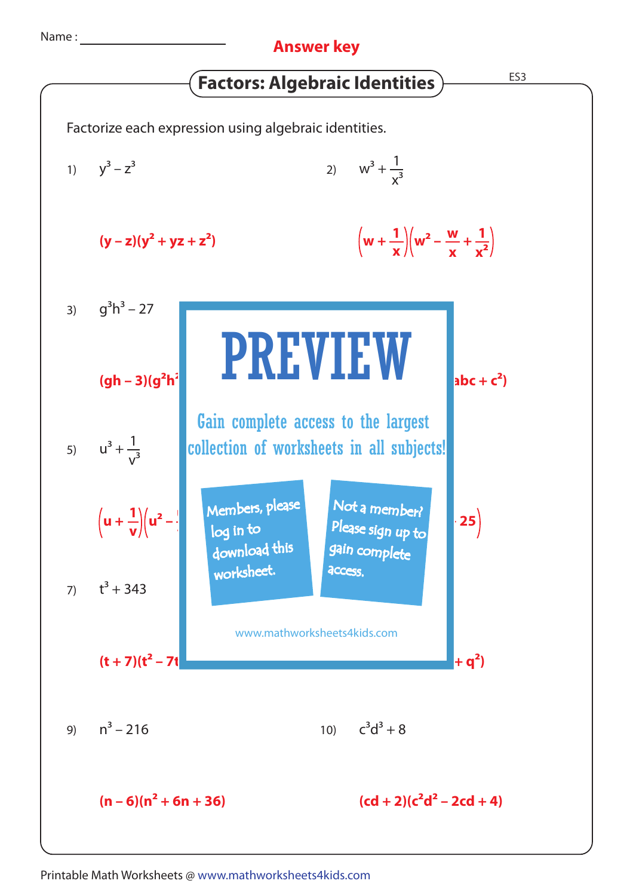Name :

**Answer key**

# Factors: Algebraic Identities

ES3

Factorize each expression using algebraic identities.

1) $y^3 - z^3$

$(y - z)(y^2 + yz + z^2)$

2) $w^3 + \frac{1}{x^3}$

$\left(w + \frac{1}{x}\right)\left(w^2 - \frac{w}{x} + \frac{1}{x^2}\right)$

3) $g^3h^3 - 27$

$(gh - 3)(g^2h^2$ ... $abc + c^2)$

5) $u^3 + \frac{1}{v^3}$

$\left(u + \frac{1}{v}\right)\left(u^2 - \right.$ ... $\left. 25\right)$

7) $t^3 + 343$

$(t + 7)(t^2 - 7t$ ... $+ q^2)$

PREVIEW

Gain complete access to the largest collection of worksheets in all subjects!

Members, please log in to download this worksheet.

Not a member? Please sign up to gain complete access.

www.mathworksheets4kids.com

9) $n^3 - 216$

$(n - 6)(n^2 + 6n + 36)$

10) $c^3d^3 + 8$

$(cd + 2)(c^2d^2 - 2cd + 4)$

Printable Math Worksheets @ www.mathworksheets4kids.com